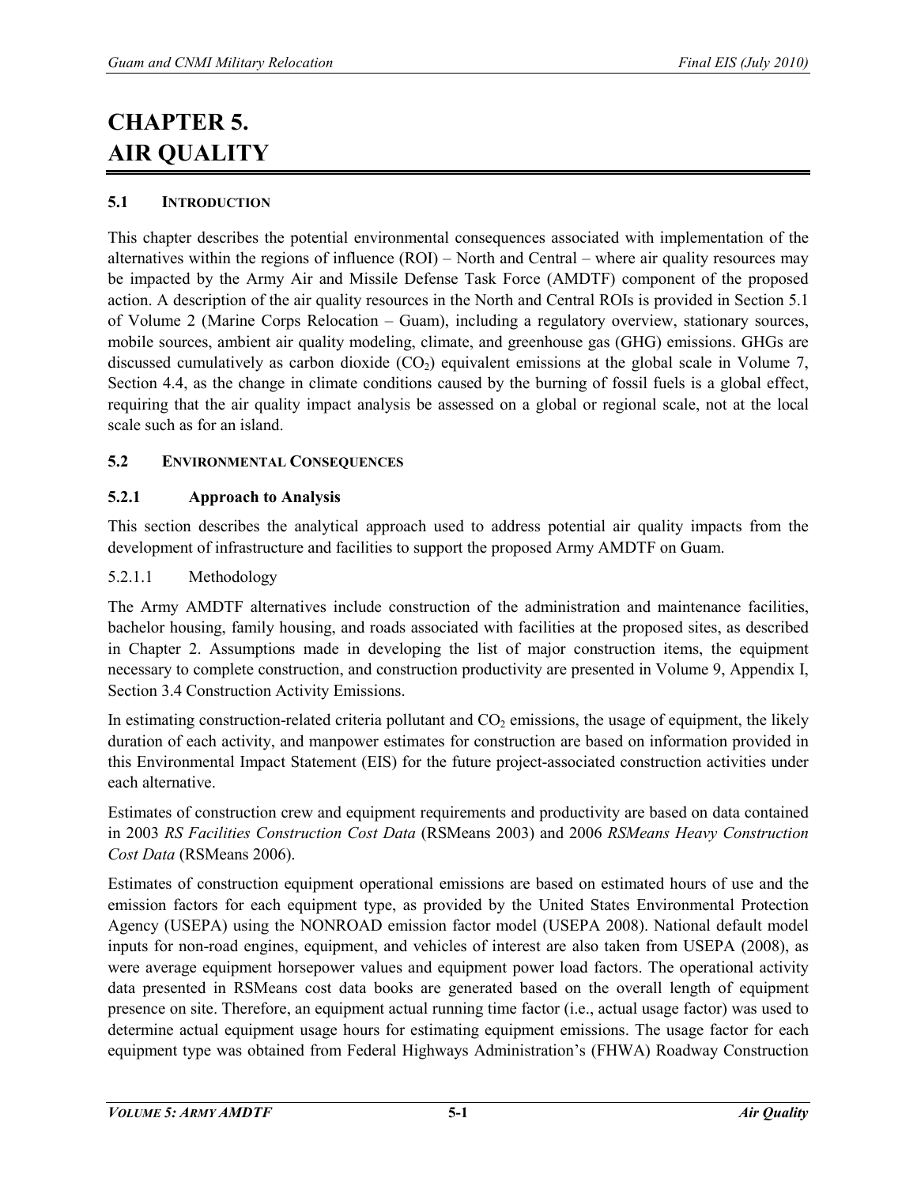# CHAPTER 5. AIR QUALITY

## 5.1 INTRODUCTION

This chapter describes the potential environmental consequences associated with implementation of the alternatives within the regions of influence (ROI) – North and Central – where air quality resources may be impacted by the Army Air and Missile Defense Task Force (AMDTF) component of the proposed action. A description of the air quality resources in the North and Central ROIs is provided in Section 5.1 of Volume 2 (Marine Corps Relocation – Guam), including a regulatory overview, stationary sources, mobile sources, ambient air quality modeling, climate, and greenhouse gas (GHG) emissions. GHGs are discussed cumulatively as carbon dioxide ($CO_2$) equivalent emissions at the global scale in Volume 7, Section 4.4, as the change in climate conditions caused by the burning of fossil fuels is a global effect, requiring that the air quality impact analysis be assessed on a global or regional scale, not at the local scale such as for an island.

## 5.2 ENVIRONMENTAL CONSEQUENCES

### 5.2.1 Approach to Analysis

This section describes the analytical approach used to address potential air quality impacts from the development of infrastructure and facilities to support the proposed Army AMDTF on Guam.

#### 5.2.1.1 Methodology

The Army AMDTF alternatives include construction of the administration and maintenance facilities, bachelor housing, family housing, and roads associated with facilities at the proposed sites, as described in Chapter 2. Assumptions made in developing the list of major construction items, the equipment necessary to complete construction, and construction productivity are presented in Volume 9, Appendix I, Section 3.4 Construction Activity Emissions.

In estimating construction-related criteria pollutant and $CO_2$ emissions, the usage of equipment, the likely duration of each activity, and manpower estimates for construction are based on information provided in this Environmental Impact Statement (EIS) for the future project-associated construction activities under each alternative.

Estimates of construction crew and equipment requirements and productivity are based on data contained in 2003 *RS Facilities Construction Cost Data* (RSMeans 2003) and 2006 *RSMeans Heavy Construction Cost Data* (RSMeans 2006).

Estimates of construction equipment operational emissions are based on estimated hours of use and the emission factors for each equipment type, as provided by the United States Environmental Protection Agency (USEPA) using the NONROAD emission factor model (USEPA 2008). National default model inputs for non-road engines, equipment, and vehicles of interest are also taken from USEPA (2008), as were average equipment horsepower values and equipment power load factors. The operational activity data presented in RSMeans cost data books are generated based on the overall length of equipment presence on site. Therefore, an equipment actual running time factor (i.e., actual usage factor) was used to determine actual equipment usage hours for estimating equipment emissions. The usage factor for each equipment type was obtained from Federal Highways Administration's (FHWA) Roadway Construction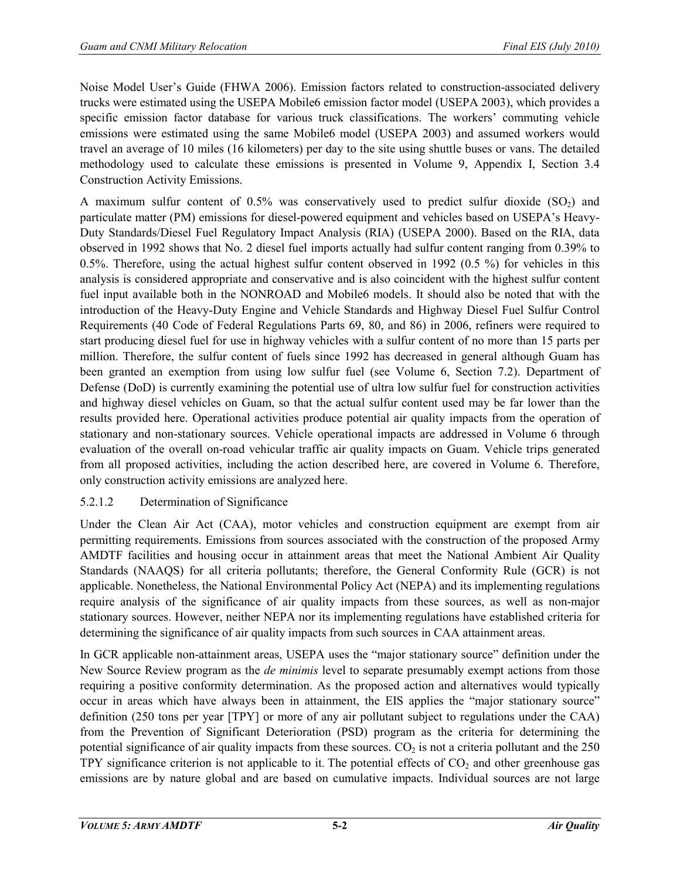Noise Model User's Guide (FHWA 2006). Emission factors related to construction-associated delivery trucks were estimated using the USEPA Mobile6 emission factor model (USEPA 2003), which provides a specific emission factor database for various truck classifications. The workers' commuting vehicle emissions were estimated using the same Mobile6 model (USEPA 2003) and assumed workers would travel an average of 10 miles (16 kilometers) per day to the site using shuttle buses or vans. The detailed methodology used to calculate these emissions is presented in Volume 9, Appendix I, Section 3.4 Construction Activity Emissions.

A maximum sulfur content of 0.5% was conservatively used to predict sulfur dioxide ($SO_2$) and particulate matter (PM) emissions for diesel-powered equipment and vehicles based on USEPA's Heavy-Duty Standards/Diesel Fuel Regulatory Impact Analysis (RIA) (USEPA 2000). Based on the RIA, data observed in 1992 shows that No. 2 diesel fuel imports actually had sulfur content ranging from 0.39% to 0.5%. Therefore, using the actual highest sulfur content observed in 1992 (0.5 %) for vehicles in this analysis is considered appropriate and conservative and is also coincident with the highest sulfur content fuel input available both in the NONROAD and Mobile6 models. It should also be noted that with the introduction of the Heavy-Duty Engine and Vehicle Standards and Highway Diesel Fuel Sulfur Control Requirements (40 Code of Federal Regulations Parts 69, 80, and 86) in 2006, refiners were required to start producing diesel fuel for use in highway vehicles with a sulfur content of no more than 15 parts per million. Therefore, the sulfur content of fuels since 1992 has decreased in general although Guam has been granted an exemption from using low sulfur fuel (see Volume 6, Section 7.2). Department of Defense (DoD) is currently examining the potential use of ultra low sulfur fuel for construction activities and highway diesel vehicles on Guam, so that the actual sulfur content used may be far lower than the results provided here. Operational activities produce potential air quality impacts from the operation of stationary and non-stationary sources. Vehicle operational impacts are addressed in Volume 6 through evaluation of the overall on-road vehicular traffic air quality impacts on Guam. Vehicle trips generated from all proposed activities, including the action described here, are covered in Volume 6. Therefore, only construction activity emissions are analyzed here.

#### 5.2.1.2 Determination of Significance

Under the Clean Air Act (CAA), motor vehicles and construction equipment are exempt from air permitting requirements. Emissions from sources associated with the construction of the proposed Army AMDTF facilities and housing occur in attainment areas that meet the National Ambient Air Quality Standards (NAAQS) for all criteria pollutants; therefore, the General Conformity Rule (GCR) is not applicable. Nonetheless, the National Environmental Policy Act (NEPA) and its implementing regulations require analysis of the significance of air quality impacts from these sources, as well as non-major stationary sources. However, neither NEPA nor its implementing regulations have established criteria for determining the significance of air quality impacts from such sources in CAA attainment areas.

In GCR applicable non-attainment areas, USEPA uses the "major stationary source" definition under the New Source Review program as the *de minimis* level to separate presumably exempt actions from those requiring a positive conformity determination. As the proposed action and alternatives would typically occur in areas which have always been in attainment, the EIS applies the "major stationary source" definition (250 tons per year [TPY] or more of any air pollutant subject to regulations under the CAA) from the Prevention of Significant Deterioration (PSD) program as the criteria for determining the potential significance of air quality impacts from these sources. $CO_2$ is not a criteria pollutant and the 250 TPY significance criterion is not applicable to it. The potential effects of $CO_2$ and other greenhouse gas emissions are by nature global and are based on cumulative impacts. Individual sources are not large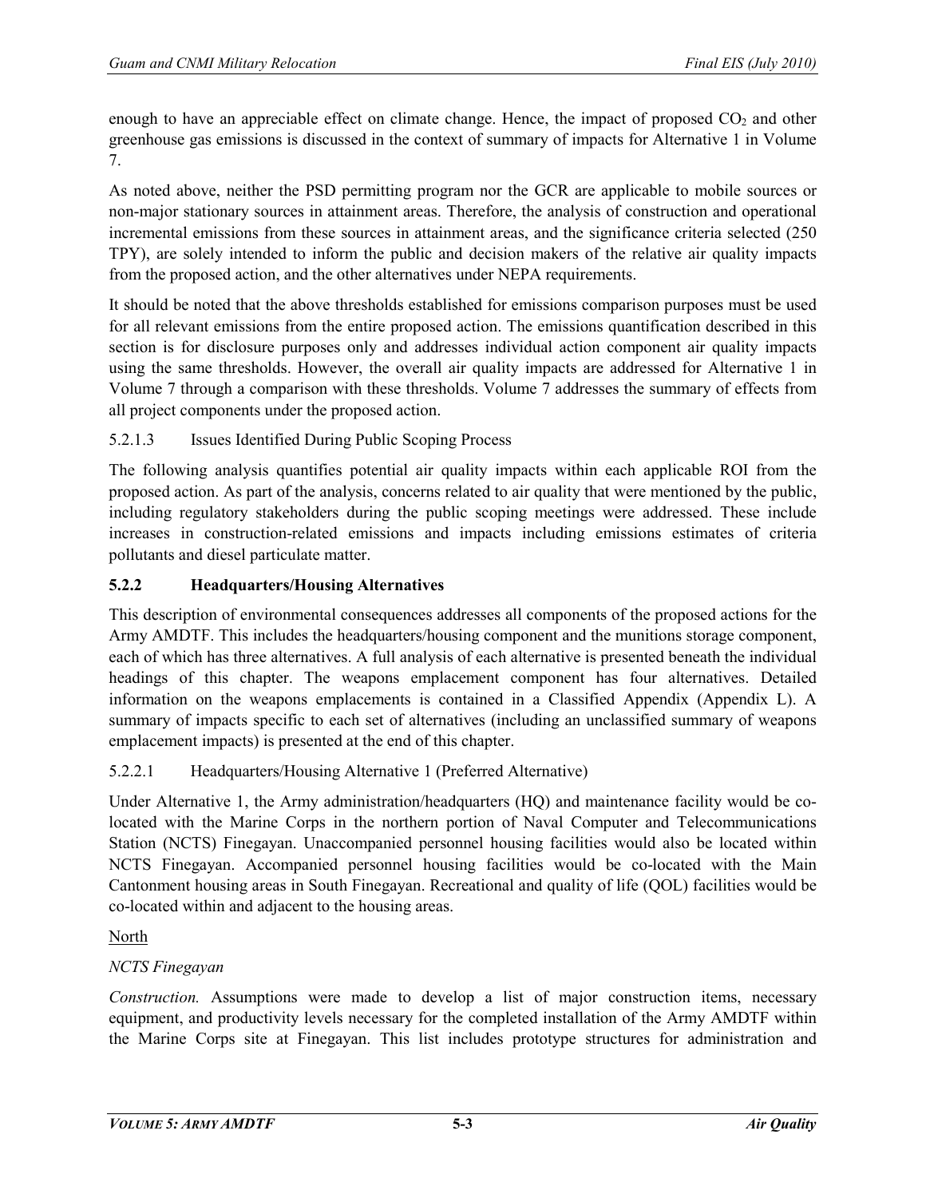enough to have an appreciable effect on climate change. Hence, the impact of proposed $CO_2$ and other greenhouse gas emissions is discussed in the context of summary of impacts for Alternative 1 in Volume 7.

As noted above, neither the PSD permitting program nor the GCR are applicable to mobile sources or non-major stationary sources in attainment areas. Therefore, the analysis of construction and operational incremental emissions from these sources in attainment areas, and the significance criteria selected (250 TPY), are solely intended to inform the public and decision makers of the relative air quality impacts from the proposed action, and the other alternatives under NEPA requirements.

It should be noted that the above thresholds established for emissions comparison purposes must be used for all relevant emissions from the entire proposed action. The emissions quantification described in this section is for disclosure purposes only and addresses individual action component air quality impacts using the same thresholds. However, the overall air quality impacts are addressed for Alternative 1 in Volume 7 through a comparison with these thresholds. Volume 7 addresses the summary of effects from all project components under the proposed action.

#### 5.2.1.3 Issues Identified During Public Scoping Process

The following analysis quantifies potential air quality impacts within each applicable ROI from the proposed action. As part of the analysis, concerns related to air quality that were mentioned by the public, including regulatory stakeholders during the public scoping meetings were addressed. These include increases in construction-related emissions and impacts including emissions estimates of criteria pollutants and diesel particulate matter.

### 5.2.2 Headquarters/Housing Alternatives

This description of environmental consequences addresses all components of the proposed actions for the Army AMDTF. This includes the headquarters/housing component and the munitions storage component, each of which has three alternatives. A full analysis of each alternative is presented beneath the individual headings of this chapter. The weapons emplacement component has four alternatives. Detailed information on the weapons emplacements is contained in a Classified Appendix (Appendix L). A summary of impacts specific to each set of alternatives (including an unclassified summary of weapons emplacement impacts) is presented at the end of this chapter.

#### 5.2.2.1 Headquarters/Housing Alternative 1 (Preferred Alternative)

Under Alternative 1, the Army administration/headquarters (HQ) and maintenance facility would be co-located with the Marine Corps in the northern portion of Naval Computer and Telecommunications Station (NCTS) Finegayan. Unaccompanied personnel housing facilities would also be located within NCTS Finegayan. Accompanied personnel housing facilities would be co-located with the Main Cantonment housing areas in South Finegayan. Recreational and quality of life (QOL) facilities would be co-located within and adjacent to the housing areas.

North

*NCTS Finegayan*

*Construction.* Assumptions were made to develop a list of major construction items, necessary equipment, and productivity levels necessary for the completed installation of the Army AMDTF within the Marine Corps site at Finegayan. This list includes prototype structures for administration and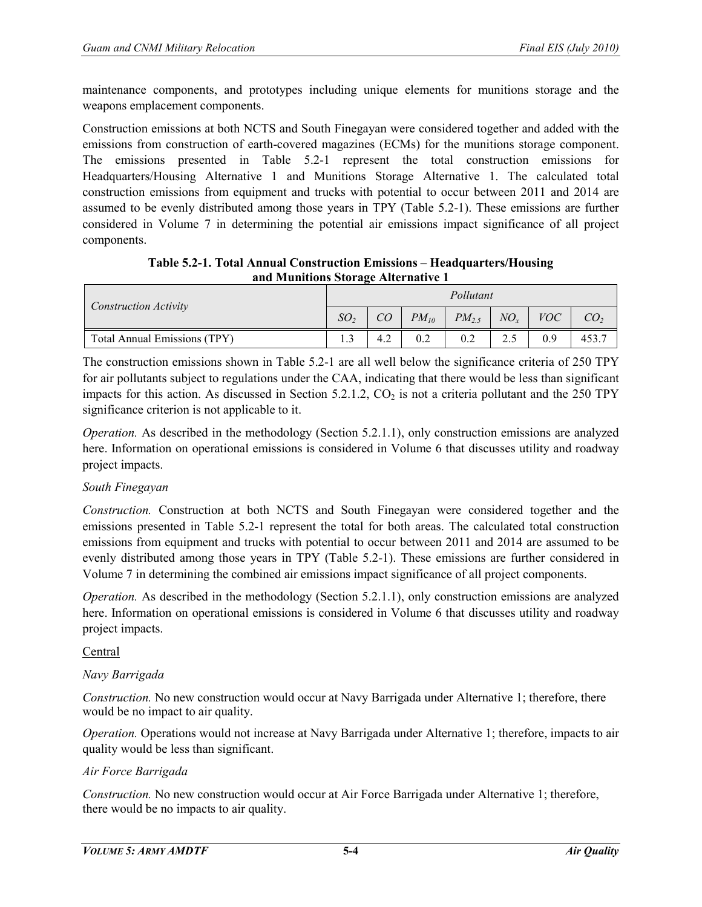maintenance components, and prototypes including unique elements for munitions storage and the weapons emplacement components.

Construction emissions at both NCTS and South Finegayan were considered together and added with the emissions from construction of earth-covered magazines (ECMs) for the munitions storage component. The emissions presented in Table 5.2-1 represent the total construction emissions for Headquarters/Housing Alternative 1 and Munitions Storage Alternative 1. The calculated total construction emissions from equipment and trucks with potential to occur between 2011 and 2014 are assumed to be evenly distributed among those years in TPY (Table 5.2-1). These emissions are further considered in Volume 7 in determining the potential air emissions impact significance of all project components.

**Table 5.2-1. Total Annual Construction Emissions – Headquarters/Housing and Munitions Storage Alternative 1**

| *Construction Activity* | *Pollutant* | | | | | | |
|---|---|---|---|---|---|---|---|
| | *$SO_2$* | *CO* | *$PM_{10}$* | *$PM_{2.5}$* | *$NO_x$* | *VOC* | *$CO_2$* |
| Total Annual Emissions (TPY) | 1.3 | 4.2 | 0.2 | 0.2 | 2.5 | 0.9 | 453.7 |

The construction emissions shown in Table 5.2-1 are all well below the significance criteria of 250 TPY for air pollutants subject to regulations under the CAA, indicating that there would be less than significant impacts for this action. As discussed in Section 5.2.1.2, $CO_2$ is not a criteria pollutant and the 250 TPY significance criterion is not applicable to it.

*Operation.* As described in the methodology (Section 5.2.1.1), only construction emissions are analyzed here. Information on operational emissions is considered in Volume 6 that discusses utility and roadway project impacts.

*South Finegayan*

*Construction.* Construction at both NCTS and South Finegayan were considered together and the emissions presented in Table 5.2-1 represent the total for both areas. The calculated total construction emissions from equipment and trucks with potential to occur between 2011 and 2014 are assumed to be evenly distributed among those years in TPY (Table 5.2-1). These emissions are further considered in Volume 7 in determining the combined air emissions impact significance of all project components.

*Operation.* As described in the methodology (Section 5.2.1.1), only construction emissions are analyzed here. Information on operational emissions is considered in Volume 6 that discusses utility and roadway project impacts.

Central

*Navy Barrigada*

*Construction.* No new construction would occur at Navy Barrigada under Alternative 1; therefore, there would be no impact to air quality.

*Operation.* Operations would not increase at Navy Barrigada under Alternative 1; therefore, impacts to air quality would be less than significant.

*Air Force Barrigada*

*Construction.* No new construction would occur at Air Force Barrigada under Alternative 1; therefore, there would be no impacts to air quality.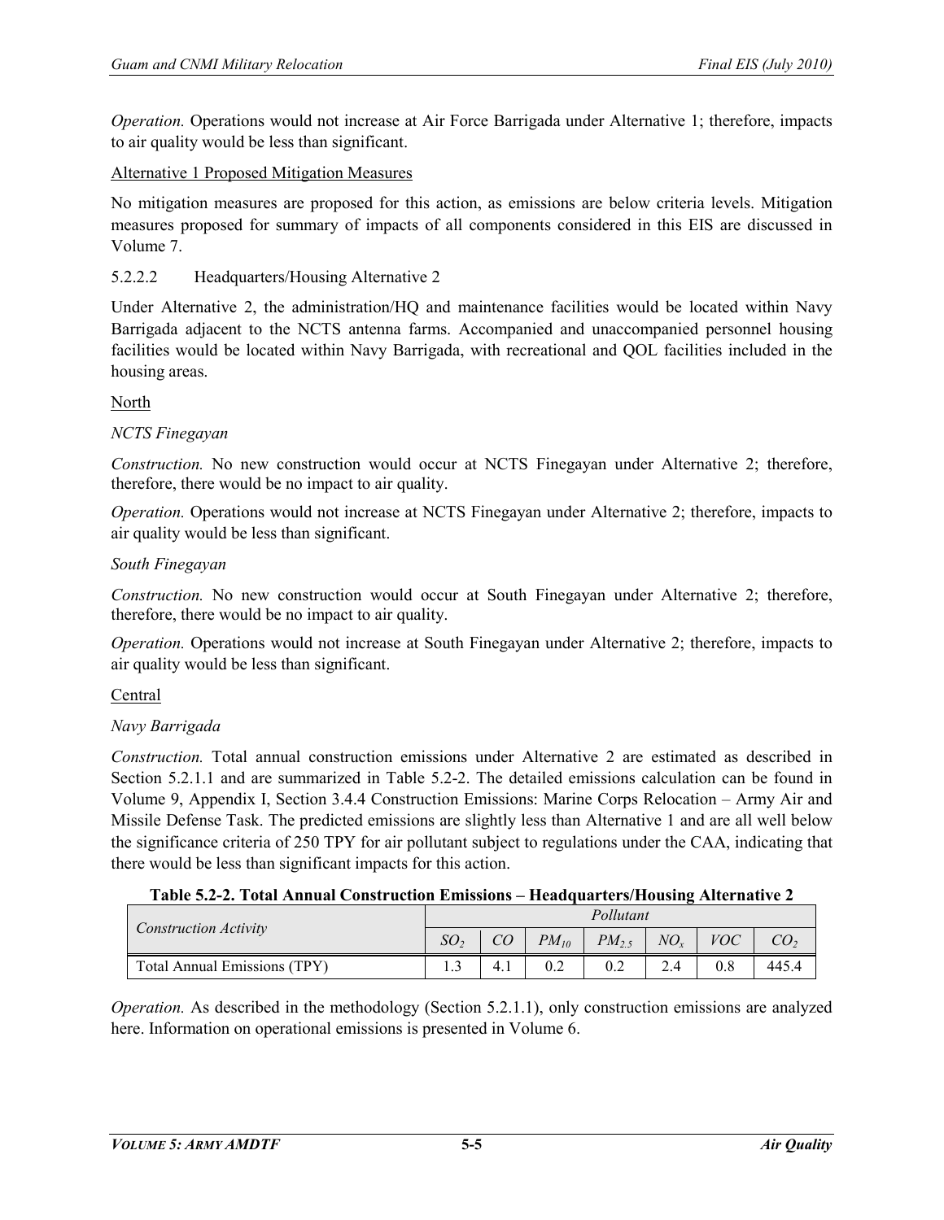*Operation.* Operations would not increase at Air Force Barrigada under Alternative 1; therefore, impacts to air quality would be less than significant.

Alternative 1 Proposed Mitigation Measures

No mitigation measures are proposed for this action, as emissions are below criteria levels. Mitigation measures proposed for summary of impacts of all components considered in this EIS are discussed in Volume 7.

#### 5.2.2.2 Headquarters/Housing Alternative 2

Under Alternative 2, the administration/HQ and maintenance facilities would be located within Navy Barrigada adjacent to the NCTS antenna farms. Accompanied and unaccompanied personnel housing facilities would be located within Navy Barrigada, with recreational and QOL facilities included in the housing areas.

North

*NCTS Finegayan*

*Construction.* No new construction would occur at NCTS Finegayan under Alternative 2; therefore, therefore, there would be no impact to air quality.

*Operation.* Operations would not increase at NCTS Finegayan under Alternative 2; therefore, impacts to air quality would be less than significant.

*South Finegayan*

*Construction.* No new construction would occur at South Finegayan under Alternative 2; therefore, therefore, there would be no impact to air quality.

*Operation.* Operations would not increase at South Finegayan under Alternative 2; therefore, impacts to air quality would be less than significant.

Central

*Navy Barrigada*

*Construction.* Total annual construction emissions under Alternative 2 are estimated as described in Section 5.2.1.1 and are summarized in Table 5.2-2. The detailed emissions calculation can be found in Volume 9, Appendix I, Section 3.4.4 Construction Emissions: Marine Corps Relocation – Army Air and Missile Defense Task. The predicted emissions are slightly less than Alternative 1 and are all well below the significance criteria of 250 TPY for air pollutant subject to regulations under the CAA, indicating that there would be less than significant impacts for this action.

**Table 5.2-2. Total Annual Construction Emissions – Headquarters/Housing Alternative 2**

| *Construction Activity* | *Pollutant* | | | | | | |
|---|---|---|---|---|---|---|---|
| | $SO_2$ | $CO$ | $PM_{10}$ | $PM_{2.5}$ | $NO_x$ | $VOC$ | $CO_2$ |
| Total Annual Emissions (TPY) | 1.3 | 4.1 | 0.2 | 0.2 | 2.4 | 0.8 | 445.4 |

*Operation.* As described in the methodology (Section 5.2.1.1), only construction emissions are analyzed here. Information on operational emissions is presented in Volume 6.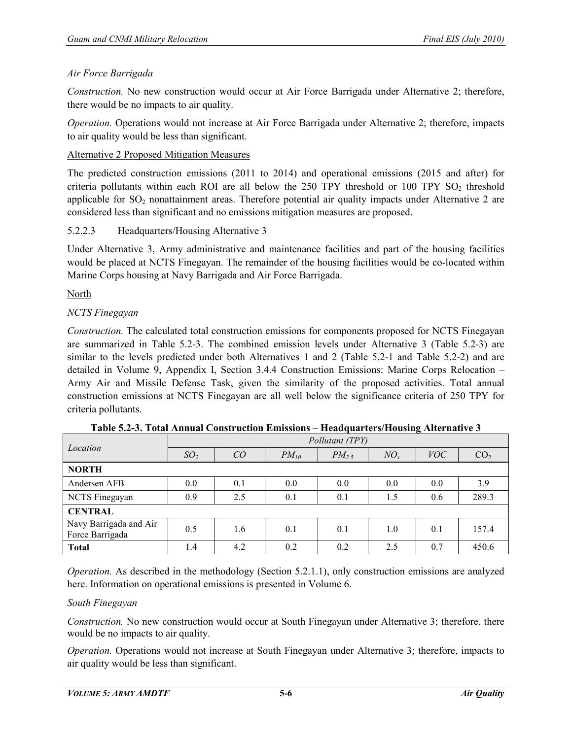*Air Force Barrigada*

*Construction.* No new construction would occur at Air Force Barrigada under Alternative 2; therefore, there would be no impacts to air quality.

*Operation.* Operations would not increase at Air Force Barrigada under Alternative 2; therefore, impacts to air quality would be less than significant.

Alternative 2 Proposed Mitigation Measures

The predicted construction emissions (2011 to 2014) and operational emissions (2015 and after) for criteria pollutants within each ROI are all below the 250 TPY threshold or 100 TPY $SO_2$ threshold applicable for $SO_2$ nonattainment areas. Therefore potential air quality impacts under Alternative 2 are considered less than significant and no emissions mitigation measures are proposed.

### 5.2.2.3 Headquarters/Housing Alternative 3

Under Alternative 3, Army administrative and maintenance facilities and part of the housing facilities would be placed at NCTS Finegayan. The remainder of the housing facilities would be co-located within Marine Corps housing at Navy Barrigada and Air Force Barrigada.

North

*NCTS Finegayan*

*Construction.* The calculated total construction emissions for components proposed for NCTS Finegayan are summarized in Table 5.2-3. The combined emission levels under Alternative 3 (Table 5.2-3) are similar to the levels predicted under both Alternatives 1 and 2 (Table 5.2-1 and Table 5.2-2) and are detailed in Volume 9, Appendix I, Section 3.4.4 Construction Emissions: Marine Corps Relocation – Army Air and Missile Defense Task, given the similarity of the proposed activities. Total annual construction emissions at NCTS Finegayan are all well below the significance criteria of 250 TPY for criteria pollutants.

**Table 5.2-3. Total Annual Construction Emissions – Headquarters/Housing Alternative 3**

| *Location* | *Pollutant (TPY)* | | | | | | |
|---|---|---|---|---|---|---|---|
| | $SO_2$ | *CO* | $PM_{10}$ | $PM_{2.5}$ | $NO_x$ | *VOC* | $CO_2$ |
| **NORTH** | | | | | | | |
| Andersen AFB | 0.0 | 0.1 | 0.0 | 0.0 | 0.0 | 0.0 | 3.9 |
| NCTS Finegayan | 0.9 | 2.5 | 0.1 | 0.1 | 1.5 | 0.6 | 289.3 |
| **CENTRAL** | | | | | | | |
| Navy Barrigada and Air Force Barrigada | 0.5 | 1.6 | 0.1 | 0.1 | 1.0 | 0.1 | 157.4 |
| **Total** | 1.4 | 4.2 | 0.2 | 0.2 | 2.5 | 0.7 | 450.6 |

*Operation.* As described in the methodology (Section 5.2.1.1), only construction emissions are analyzed here. Information on operational emissions is presented in Volume 6.

*South Finegayan*

*Construction.* No new construction would occur at South Finegayan under Alternative 3; therefore, there would be no impacts to air quality.

*Operation.* Operations would not increase at South Finegayan under Alternative 3; therefore, impacts to air quality would be less than significant.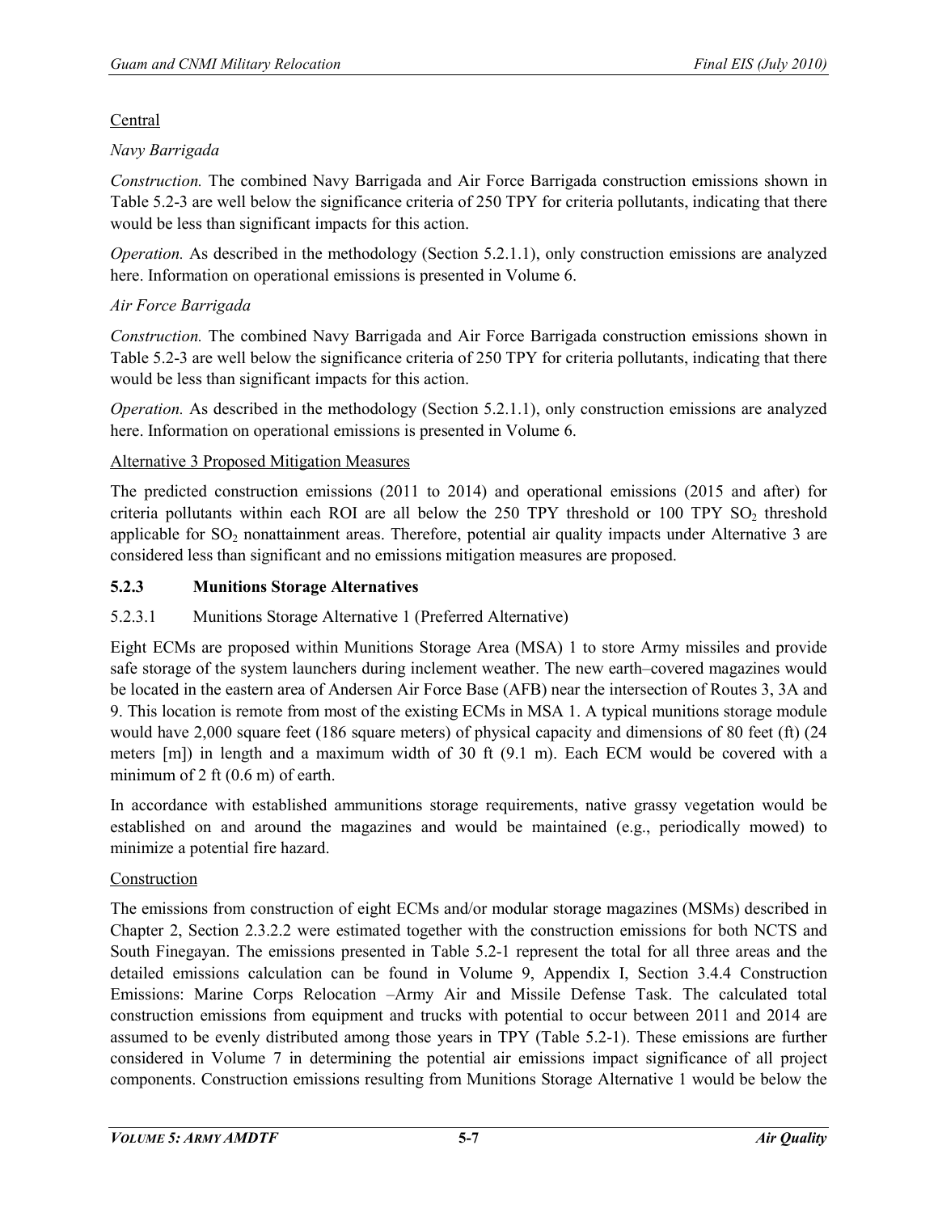Central

*Navy Barrigada*

*Construction.* The combined Navy Barrigada and Air Force Barrigada construction emissions shown in Table 5.2-3 are well below the significance criteria of 250 TPY for criteria pollutants, indicating that there would be less than significant impacts for this action.

*Operation.* As described in the methodology (Section 5.2.1.1), only construction emissions are analyzed here. Information on operational emissions is presented in Volume 6.

*Air Force Barrigada*

*Construction.* The combined Navy Barrigada and Air Force Barrigada construction emissions shown in Table 5.2-3 are well below the significance criteria of 250 TPY for criteria pollutants, indicating that there would be less than significant impacts for this action.

*Operation.* As described in the methodology (Section 5.2.1.1), only construction emissions are analyzed here. Information on operational emissions is presented in Volume 6.

Alternative 3 Proposed Mitigation Measures

The predicted construction emissions (2011 to 2014) and operational emissions (2015 and after) for criteria pollutants within each ROI are all below the 250 TPY threshold or 100 TPY $SO_2$ threshold applicable for $SO_2$ nonattainment areas. Therefore, potential air quality impacts under Alternative 3 are considered less than significant and no emissions mitigation measures are proposed.

### 5.2.3 Munitions Storage Alternatives

#### 5.2.3.1 Munitions Storage Alternative 1 (Preferred Alternative)

Eight ECMs are proposed within Munitions Storage Area (MSA) 1 to store Army missiles and provide safe storage of the system launchers during inclement weather. The new earth–covered magazines would be located in the eastern area of Andersen Air Force Base (AFB) near the intersection of Routes 3, 3A and 9. This location is remote from most of the existing ECMs in MSA 1. A typical munitions storage module would have 2,000 square feet (186 square meters) of physical capacity and dimensions of 80 feet (ft) (24 meters [m]) in length and a maximum width of 30 ft (9.1 m). Each ECM would be covered with a minimum of 2 ft (0.6 m) of earth.

In accordance with established ammunitions storage requirements, native grassy vegetation would be established on and around the magazines and would be maintained (e.g., periodically mowed) to minimize a potential fire hazard.

Construction

The emissions from construction of eight ECMs and/or modular storage magazines (MSMs) described in Chapter 2, Section 2.3.2.2 were estimated together with the construction emissions for both NCTS and South Finegayan. The emissions presented in Table 5.2-1 represent the total for all three areas and the detailed emissions calculation can be found in Volume 9, Appendix I, Section 3.4.4 Construction Emissions: Marine Corps Relocation –Army Air and Missile Defense Task. The calculated total construction emissions from equipment and trucks with potential to occur between 2011 and 2014 are assumed to be evenly distributed among those years in TPY (Table 5.2-1). These emissions are further considered in Volume 7 in determining the potential air emissions impact significance of all project components. Construction emissions resulting from Munitions Storage Alternative 1 would be below the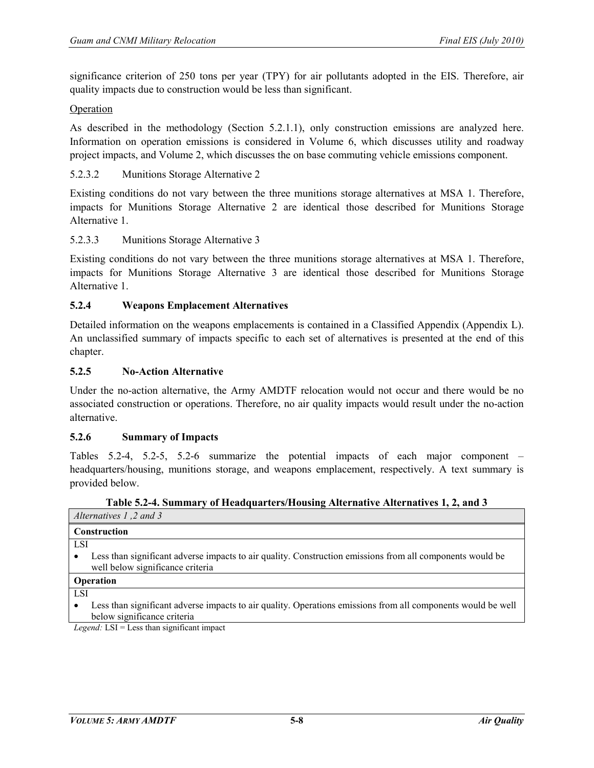significance criterion of 250 tons per year (TPY) for air pollutants adopted in the EIS. Therefore, air quality impacts due to construction would be less than significant.

Operation

As described in the methodology (Section 5.2.1.1), only construction emissions are analyzed here. Information on operation emissions is considered in Volume 6, which discusses utility and roadway project impacts, and Volume 2, which discusses the on base commuting vehicle emissions component.

5.2.3.2 Munitions Storage Alternative 2

Existing conditions do not vary between the three munitions storage alternatives at MSA 1. Therefore, impacts for Munitions Storage Alternative 2 are identical those described for Munitions Storage Alternative 1.

5.2.3.3 Munitions Storage Alternative 3

Existing conditions do not vary between the three munitions storage alternatives at MSA 1. Therefore, impacts for Munitions Storage Alternative 3 are identical those described for Munitions Storage Alternative 1.

### 5.2.4 Weapons Emplacement Alternatives

Detailed information on the weapons emplacements is contained in a Classified Appendix (Appendix L). An unclassified summary of impacts specific to each set of alternatives is presented at the end of this chapter.

### 5.2.5 No-Action Alternative

Under the no-action alternative, the Army AMDTF relocation would not occur and there would be no associated construction or operations. Therefore, no air quality impacts would result under the no-action alternative.

### 5.2.6 Summary of Impacts

Tables 5.2-4, 5.2-5, 5.2-6 summarize the potential impacts of each major component – headquarters/housing, munitions storage, and weapons emplacement, respectively. A text summary is provided below.

**Table 5.2-4. Summary of Headquarters/Housing Alternative Alternatives 1, 2, and 3**

| *Alternatives 1 ,2 and 3* |
|---|
| **Construction** |
| LSI<br>• Less than significant adverse impacts to air quality. Construction emissions from all components would be well below significance criteria |
| **Operation** |
| LSI<br>• Less than significant adverse impacts to air quality. Operations emissions from all components would be well below significance criteria |

*Legend:* LSI = Less than significant impact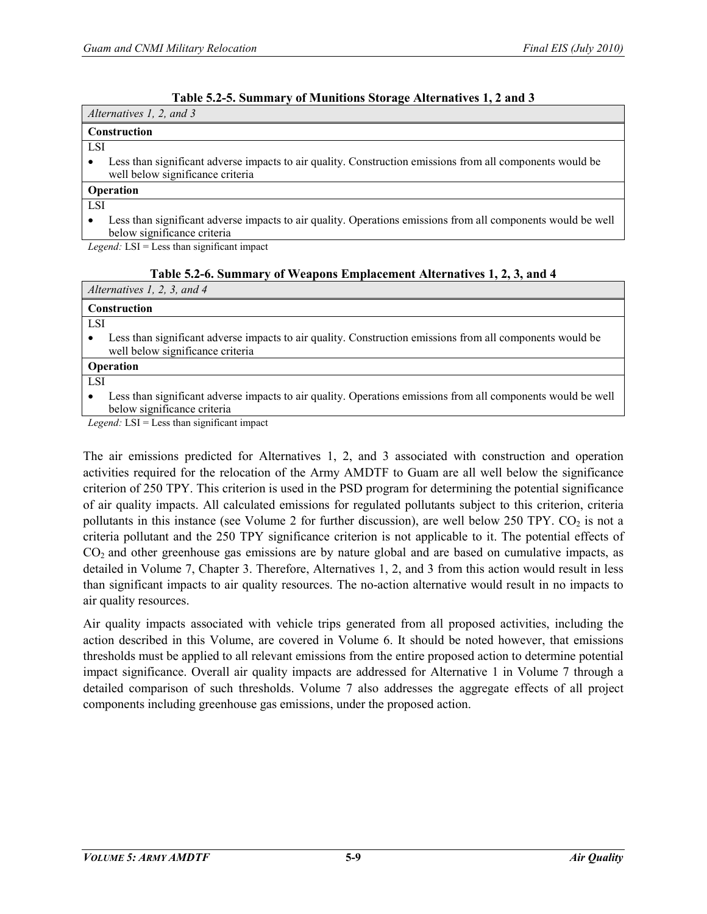**Table 5.2-5. Summary of Munitions Storage Alternatives 1, 2 and 3**

| *Alternatives 1, 2, and 3* |
|---|
| **Construction** |
| LSI<br>• Less than significant adverse impacts to air quality. Construction emissions from all components would be well below significance criteria |
| **Operation** |
| LSI<br>• Less than significant adverse impacts to air quality. Operations emissions from all components would be well below significance criteria |

*Legend:* LSI = Less than significant impact

**Table 5.2-6. Summary of Weapons Emplacement Alternatives 1, 2, 3, and 4**

| *Alternatives 1, 2, 3, and 4* |
|---|
| **Construction** |
| LSI<br>• Less than significant adverse impacts to air quality. Construction emissions from all components would be well below significance criteria |
| **Operation** |
| LSI<br>• Less than significant adverse impacts to air quality. Operations emissions from all components would be well below significance criteria |

*Legend:* LSI = Less than significant impact

The air emissions predicted for Alternatives 1, 2, and 3 associated with construction and operation activities required for the relocation of the Army AMDTF to Guam are all well below the significance criterion of 250 TPY. This criterion is used in the PSD program for determining the potential significance of air quality impacts. All calculated emissions for regulated pollutants subject to this criterion, criteria pollutants in this instance (see Volume 2 for further discussion), are well below 250 TPY. $CO_2$ is not a criteria pollutant and the 250 TPY significance criterion is not applicable to it. The potential effects of $CO_2$ and other greenhouse gas emissions are by nature global and are based on cumulative impacts, as detailed in Volume 7, Chapter 3. Therefore, Alternatives 1, 2, and 3 from this action would result in less than significant impacts to air quality resources. The no-action alternative would result in no impacts to air quality resources.

Air quality impacts associated with vehicle trips generated from all proposed activities, including the action described in this Volume, are covered in Volume 6. It should be noted however, that emissions thresholds must be applied to all relevant emissions from the entire proposed action to determine potential impact significance. Overall air quality impacts are addressed for Alternative 1 in Volume 7 through a detailed comparison of such thresholds. Volume 7 also addresses the aggregate effects of all project components including greenhouse gas emissions, under the proposed action.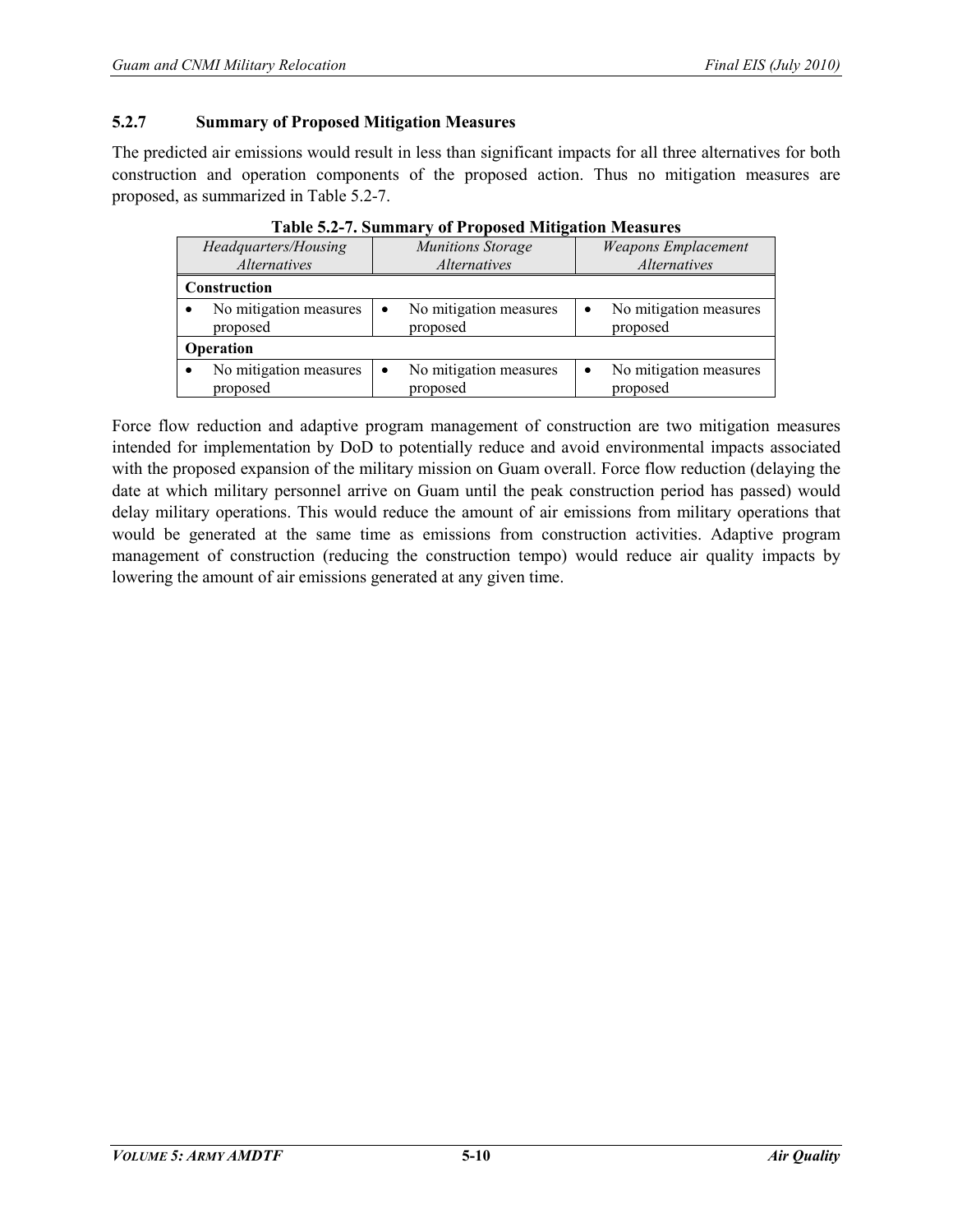### 5.2.7 Summary of Proposed Mitigation Measures

The predicted air emissions would result in less than significant impacts for all three alternatives for both construction and operation components of the proposed action. Thus no mitigation measures are proposed, as summarized in Table 5.2-7.

**Table 5.2-7. Summary of Proposed Mitigation Measures**

| *Headquarters/Housing Alternatives* | *Munitions Storage Alternatives* | *Weapons Emplacement Alternatives* |
|---|---|---|
| **Construction** | | |
| • No mitigation measures proposed | • No mitigation measures proposed | • No mitigation measures proposed |
| **Operation** | | |
| • No mitigation measures proposed | • No mitigation measures proposed | • No mitigation measures proposed |

Force flow reduction and adaptive program management of construction are two mitigation measures intended for implementation by DoD to potentially reduce and avoid environmental impacts associated with the proposed expansion of the military mission on Guam overall. Force flow reduction (delaying the date at which military personnel arrive on Guam until the peak construction period has passed) would delay military operations. This would reduce the amount of air emissions from military operations that would be generated at the same time as emissions from construction activities. Adaptive program management of construction (reducing the construction tempo) would reduce air quality impacts by lowering the amount of air emissions generated at any given time.